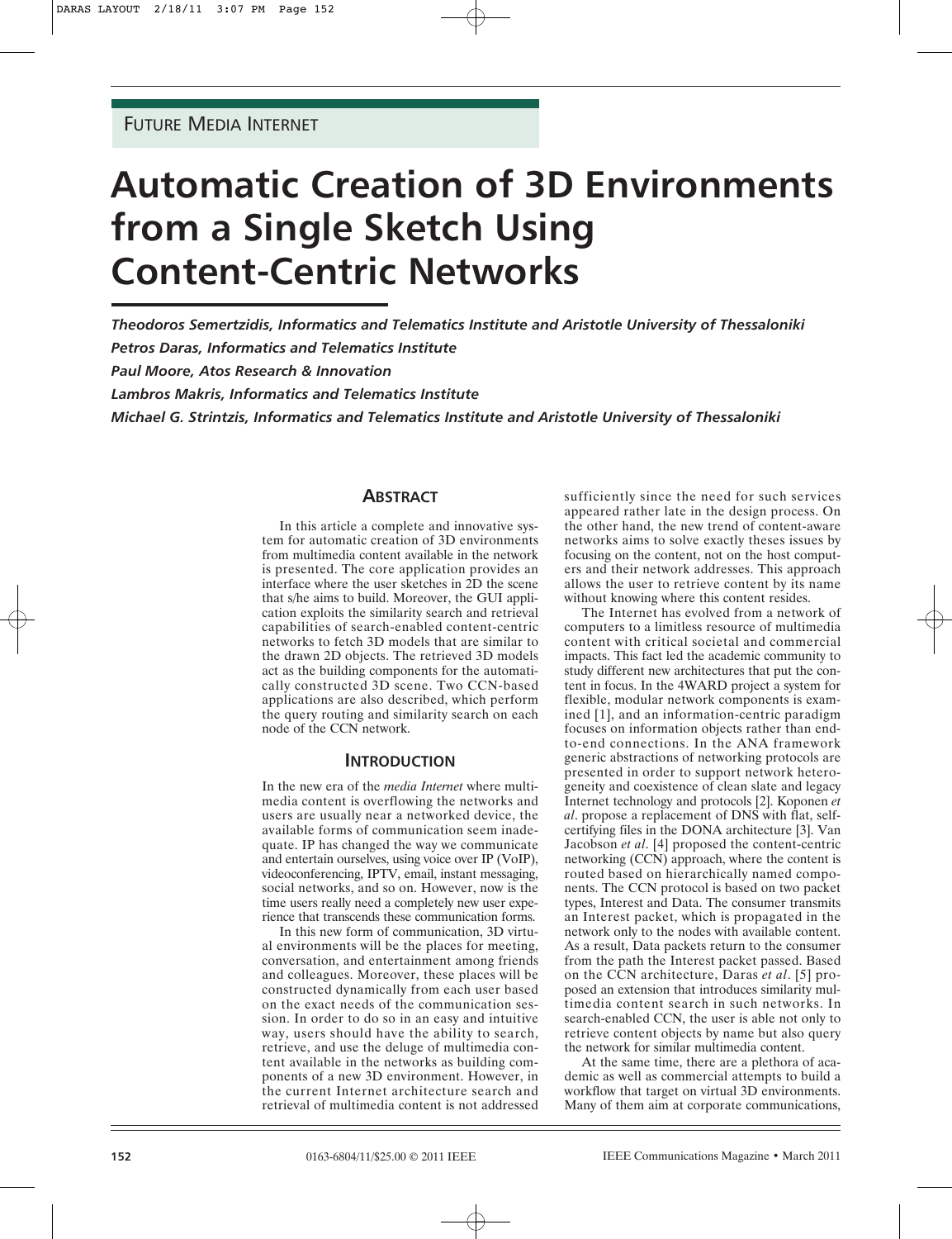FUTURE MEDIA INTERNET

# Automatic Creation of 3D Environments from a Single Sketch Using Content-Centric Networks

***Theodoros Semertzidis, Informatics and Telematics Institute and Aristotle University of Thessaloniki***

***Petros Daras, Informatics and Telematics Institute***

***Paul Moore, Atos Research & Innovation***

***Lambros Makris, Informatics and Telematics Institute***

***Michael G. Strintzis, Informatics and Telematics Institute and Aristotle University of Thessaloniki***

## ABSTRACT

In this article a complete and innovative system for automatic creation of 3D environments from multimedia content available in the network is presented. The core application provides an interface where the user sketches in 2D the scene that s/he aims to build. Moreover, the GUI application exploits the similarity search and retrieval capabilities of search-enabled content-centric networks to fetch 3D models that are similar to the drawn 2D objects. The retrieved 3D models act as the building components for the automatically constructed 3D scene. Two CCN-based applications are also described, which perform the query routing and similarity search on each node of the CCN network.

## INTRODUCTION

In the new era of the *media Internet* where multimedia content is overflowing the networks and users are usually near a networked device, the available forms of communication seem inadequate. IP has changed the way we communicate and entertain ourselves, using voice over IP (VoIP), videoconferencing, IPTV, email, instant messaging, social networks, and so on. However, now is the time users really need a completely new user experience that transcends these communication forms.

In this new form of communication, 3D virtual environments will be the places for meeting, conversation, and entertainment among friends and colleagues. Moreover, these places will be constructed dynamically from each user based on the exact needs of the communication session. In order to do so in an easy and intuitive way, users should have the ability to search, retrieve, and use the deluge of multimedia content available in the networks as building components of a new 3D environment. However, in the current Internet architecture search and retrieval of multimedia content is not addressed sufficiently since the need for such services appeared rather late in the design process. On the other hand, the new trend of content-aware networks aims to solve exactly theses issues by focusing on the content, not on the host computers and their network addresses. This approach allows the user to retrieve content by its name without knowing where this content resides.

The Internet has evolved from a network of computers to a limitless resource of multimedia content with critical societal and commercial impacts. This fact led the academic community to study different new architectures that put the content in focus. In the 4WARD project a system for flexible, modular network components is examined [1], and an information-centric paradigm focuses on information objects rather than end-to-end connections. In the ANA framework generic abstractions of networking protocols are presented in order to support network heterogeneity and coexistence of clean slate and legacy Internet technology and protocols [2]. Koponen *et al*. propose a replacement of DNS with flat, self-certifying files in the DONA architecture [3]. Van Jacobson *et al*. [4] proposed the content-centric networking (CCN) approach, where the content is routed based on hierarchically named components. The CCN protocol is based on two packet types, Interest and Data. The consumer transmits an Interest packet, which is propagated in the network only to the nodes with available content. As a result, Data packets return to the consumer from the path the Interest packet passed. Based on the CCN architecture, Daras *et al*. [5] proposed an extension that introduces similarity multimedia content search in such networks. In search-enabled CCN, the user is able not only to retrieve content objects by name but also query the network for similar multimedia content.

At the same time, there are a plethora of academic as well as commercial attempts to build a workflow that target on virtual 3D environments. Many of them aim at corporate communications,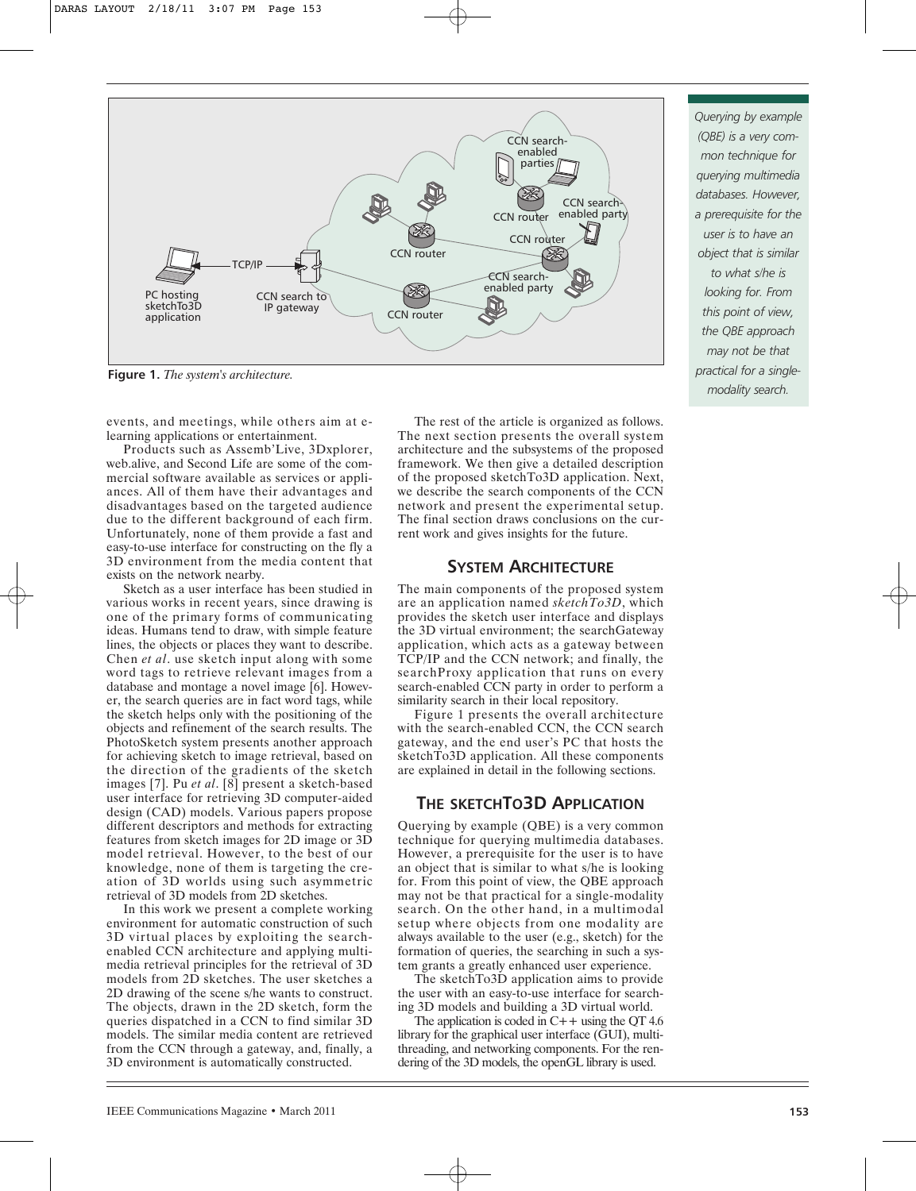**Figure 1.** *The system's architecture.*

events, and meetings, while others aim at e-learning applications or entertainment.

Products such as Assemb'Live, 3Dxplorer, web.alive, and Second Life are some of the commercial software available as services or appliances. All of them have their advantages and disadvantages based on the targeted audience due to the different background of each firm. Unfortunately, none of them provide a fast and easy-to-use interface for constructing on the fly a 3D environment from the media content that exists on the network nearby.

Sketch as a user interface has been studied in various works in recent years, since drawing is one of the primary forms of communicating ideas. Humans tend to draw, with simple feature lines, the objects or places they want to describe. Chen *et al.* use sketch input along with some word tags to retrieve relevant images from a database and montage a novel image [6]. However, the search queries are in fact word tags, while the sketch helps only with the positioning of the objects and refinement of the search results. The PhotoSketch system presents another approach for achieving sketch to image retrieval, based on the direction of the gradients of the sketch images [7]. Pu *et al.* [8] present a sketch-based user interface for retrieving 3D computer-aided design (CAD) models. Various papers propose different descriptors and methods for extracting features from sketch images for 2D image or 3D model retrieval. However, to the best of our knowledge, none of them is targeting the creation of 3D worlds using such asymmetric retrieval of 3D models from 2D sketches.

In this work we present a complete working environment for automatic construction of such 3D virtual places by exploiting the search-enabled CCN architecture and applying multimedia retrieval principles for the retrieval of 3D models from 2D sketches. The user sketches a 2D drawing of the scene s/he wants to construct. The objects, drawn in the 2D sketch, form the queries dispatched in a CCN to find similar 3D models. The similar media content are retrieved from the CCN through a gateway, and, finally, a 3D environment is automatically constructed.

The rest of the article is organized as follows. The next section presents the overall system architecture and the subsystems of the proposed framework. We then give a detailed description of the proposed sketchTo3D application. Next, we describe the search components of the CCN network and present the experimental setup. The final section draws conclusions on the current work and gives insights for the future.

## System Architecture

The main components of the proposed system are an application named *sketchTo3D*, which provides the sketch user interface and displays the 3D virtual environment; the searchGateway application, which acts as a gateway between TCP/IP and the CCN network; and finally, the searchProxy application that runs on every search-enabled CCN party in order to perform a similarity search in their local repository.

Figure 1 presents the overall architecture with the search-enabled CCN, the CCN search gateway, and the end user's PC that hosts the sketchTo3D application. All these components are explained in detail in the following sections.

## The sketchTo3D Application

Querying by example (QBE) is a very common technique for querying multimedia databases. However, a prerequisite for the user is to have an object that is similar to what s/he is looking for. From this point of view, the QBE approach may not be that practical for a single-modality search. On the other hand, in a multimodal setup where objects from one modality are always available to the user (e.g., sketch) for the formation of queries, the searching in such a system grants a greatly enhanced user experience.

The sketchTo3D application aims to provide the user with an easy-to-use interface for searching 3D models and building a 3D virtual world.

The application is coded in C++ using the QT 4.6 library for the graphical user interface (GUI), multithreading, and networking components. For the rendering of the 3D models, the openGL library is used.

*Querying by example (QBE) is a very common technique for querying multimedia databases. However, a prerequisite for the user is to have an object that is similar to what s/he is looking for. From this point of view, the QBE approach may not be that practical for a single-modality search.*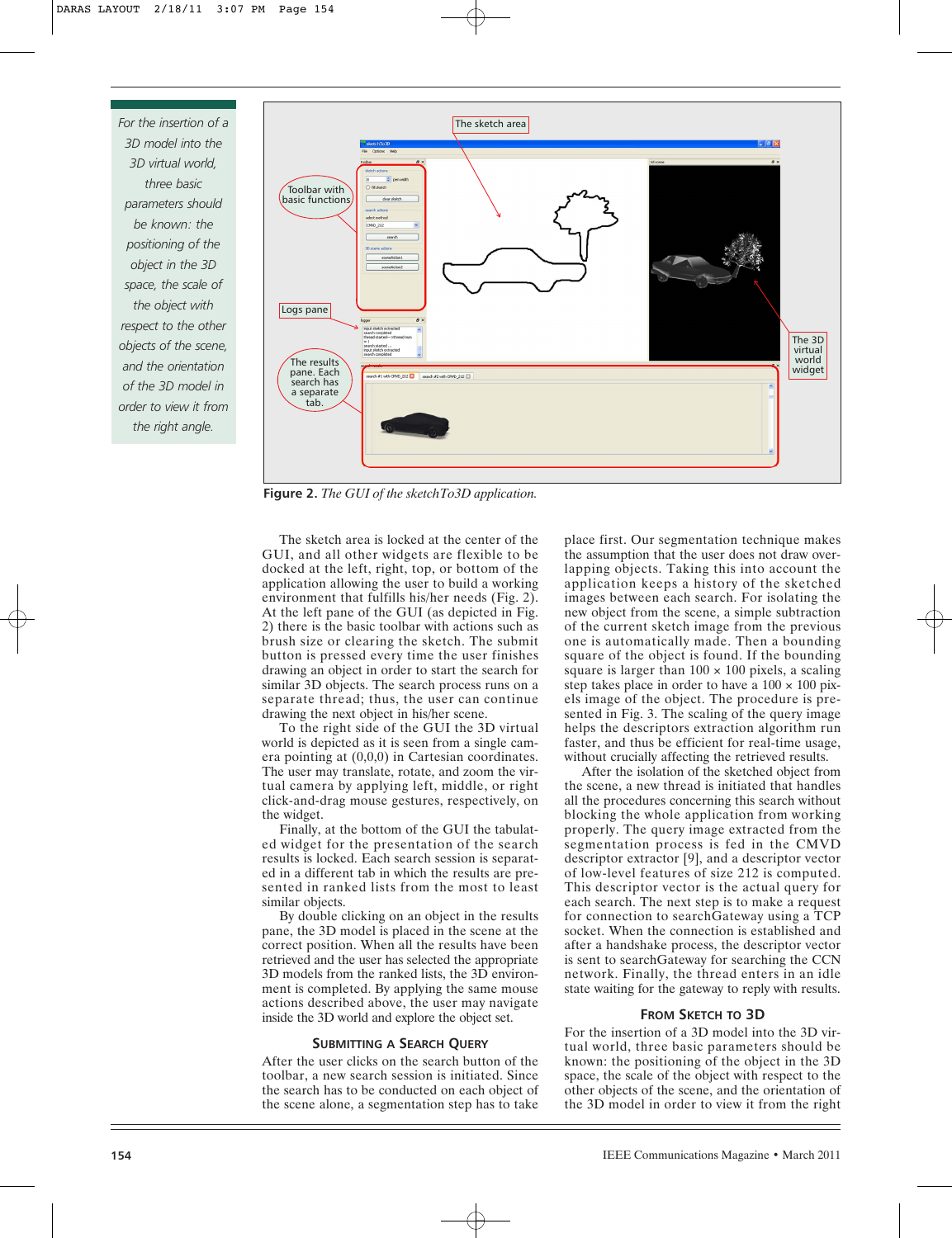For the insertion of a 3D model into the 3D virtual world, three basic parameters should be known: the positioning of the object in the 3D space, the scale of the object with respect to the other objects of the scene, and the orientation of the 3D model in order to view it from the right angle.

**Figure 2.** *The GUI of the sketchTo3D application.*

The sketch area is locked at the center of the GUI, and all other widgets are flexible to be docked at the left, right, top, or bottom of the application allowing the user to build a working environment that fulfills his/her needs (Fig. 2). At the left pane of the GUI (as depicted in Fig. 2) there is the basic toolbar with actions such as brush size or clearing the sketch. The submit button is pressed every time the user finishes drawing an object in order to start the search for similar 3D objects. The search process runs on a separate thread; thus, the user can continue drawing the next object in his/her scene.

To the right side of the GUI the 3D virtual world is depicted as it is seen from a single camera pointing at (0,0,0) in Cartesian coordinates. The user may translate, rotate, and zoom the virtual camera by applying left, middle, or right click-and-drag mouse gestures, respectively, on the widget.

Finally, at the bottom of the GUI the tabulated widget for the presentation of the search results is locked. Each search session is separated in a different tab in which the results are presented in ranked lists from the most to least similar objects.

By double clicking on an object in the results pane, the 3D model is placed in the scene at the correct position. When all the results have been retrieved and the user has selected the appropriate 3D models from the ranked lists, the 3D environment is completed. By applying the same mouse actions described above, the user may navigate inside the 3D world and explore the object set.

## Submitting a Search Query

After the user clicks on the search button of the toolbar, a new search session is initiated. Since the search has to be conducted on each object of the scene alone, a segmentation step has to take place first. Our segmentation technique makes the assumption that the user does not draw overlapping objects. Taking this into account the application keeps a history of the sketched images between each search. For isolating the new object from the scene, a simple subtraction of the current sketch image from the previous one is automatically made. Then a bounding square of the object is found. If the bounding square is larger than 100 × 100 pixels, a scaling step takes place in order to have a 100 × 100 pixels image of the object. The procedure is presented in Fig. 3. The scaling of the query image helps the descriptors extraction algorithm run faster, and thus be efficient for real-time usage, without crucially affecting the retrieved results.

After the isolation of the sketched object from the scene, a new thread is initiated that handles all the procedures concerning this search without blocking the whole application from working properly. The query image extracted from the segmentation process is fed in the CMVD descriptor extractor [9], and a descriptor vector of low-level features of size 212 is computed. This descriptor vector is the actual query for each search. The next step is to make a request for connection to searchGateway using a TCP socket. When the connection is established and after a handshake process, the descriptor vector is sent to searchGateway for searching the CCN network. Finally, the thread enters in an idle state waiting for the gateway to reply with results.

## From Sketch to 3D

For the insertion of a 3D model into the 3D virtual world, three basic parameters should be known: the positioning of the object in the 3D space, the scale of the object with respect to the other objects of the scene, and the orientation of the 3D model in order to view it from the right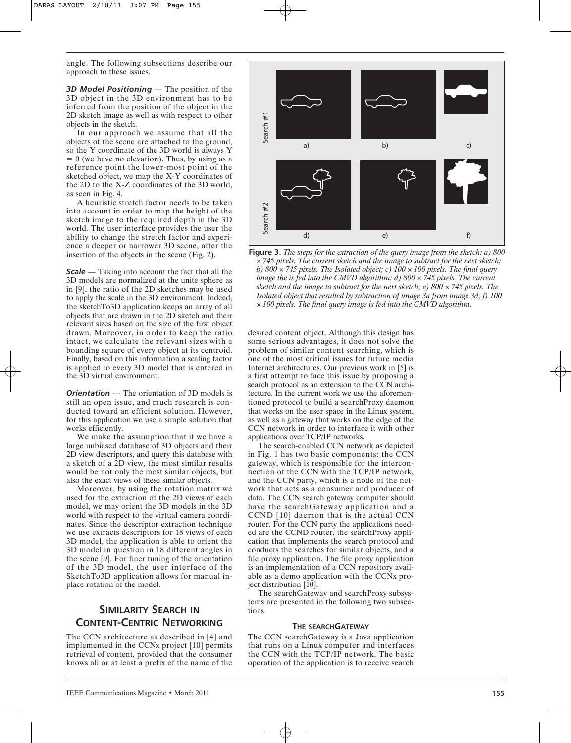angle. The following subsections describe our approach to these issues.

***3D Model Positioning*** — The position of the 3D object in the 3D environment has to be inferred from the position of the object in the 2D sketch image as well as with respect to other objects in the sketch.

In our approach we assume that all the objects of the scene are attached to the ground, so the Y coordinate of the 3D world is always Y = 0 (we have no elevation). Thus, by using as a reference point the lower-most point of the sketched object, we map the X-Y coordinates of the 2D to the X-Z coordinates of the 3D world, as seen in Fig. 4.

A heuristic stretch factor needs to be taken into account in order to map the height of the sketch image to the required depth in the 3D world. The user interface provides the user the ability to change the stretch factor and experience a deeper or narrower 3D scene, after the insertion of the objects in the scene (Fig. 2).

***Scale*** — Taking into account the fact that all the 3D models are normalized at the unite sphere as in [9], the ratio of the 2D sketches may be used to apply the scale in the 3D environment. Indeed, the sketchTo3D application keeps an array of all objects that are drawn in the 2D sketch and their relevant sizes based on the size of the first object drawn. Moreover, in order to keep the ratio intact, we calculate the relevant sizes with a bounding square of every object at its centroid. Finally, based on this information a scaling factor is applied to every 3D model that is entered in the 3D virtual environment.

***Orientation*** — The orientation of 3D models is still an open issue, and much research is conducted toward an efficient solution. However, for this application we use a simple solution that works efficiently.

We make the assumption that if we have a large unbiased database of 3D objects and their 2D view descriptors, and query this database with a sketch of a 2D view, the most similar results would be not only the most similar objects, but also the exact views of these similar objects.

Moreover, by using the rotation matrix we used for the extraction of the 2D views of each model, we may orient the 3D models in the 3D world with respect to the virtual camera coordinates. Since the descriptor extraction technique we use extracts descriptors for 18 views of each 3D model, the application is able to orient the 3D model in question in 18 different angles in the scene [9]. For finer tuning of the orientation of the 3D model, the user interface of the SketchTo3D application allows for manual in-place rotation of the model.

**Figure 3.** *The steps for the extraction of the query image from the sketch: a) 800 × 745 pixels. The current sketch and the image to subtract for the next sketch; b) 800 × 745 pixels. The Isolated object; c) 100 × 100 pixels. The final query image the is fed into the CMVD algorithm; d) 800 × 745 pixels. The current sketch and the image to subtract for the next sketch; e) 800 × 745 pixels. The Isolated object that resulted by subtraction of image 3a from image 3d; f) 100 × 100 pixels. The final query image is fed into the CMVD algorithm.*

## SIMILARITY SEARCH IN CONTENT-CENTRIC NETWORKING

The CCN architecture as described in [4] and implemented in the CCNx project [10] permits retrieval of content, provided that the consumer knows all or at least a prefix of the name of the desired content object. Although this design has some serious advantages, it does not solve the problem of similar content searching, which is one of the most critical issues for future media Internet architectures. Our previous work in [5] is a first attempt to face this issue by proposing a search protocol as an extension to the CCN architecture. In the current work we use the aforementioned protocol to build a searchProxy daemon that works on the user space in the Linux system, as well as a gateway that works on the edge of the CCN network in order to interface it with other applications over TCP/IP networks.

The search-enabled CCN network as depicted in Fig. 1 has two basic components: the CCN gateway, which is responsible for the interconnection of the CCN with the TCP/IP network, and the CCN party, which is a node of the network that acts as a consumer and producer of data. The CCN search gateway computer should have the searchGateway application and a CCND [10] daemon that is the actual CCN router. For the CCN party the applications needed are the CCND router, the searchProxy application that implements the search protocol and conducts the searches for similar objects, and a file proxy application. The file proxy application is an implementation of a CCN repository available as a demo application with the CCNx project distribution [10].

The searchGateway and searchProxy subsystems are presented in the following two subsections.

### THE SEARCHGATEWAY

The CCN searchGateway is a Java application that runs on a Linux computer and interfaces the CCN with the TCP/IP network. The basic operation of the application is to receive search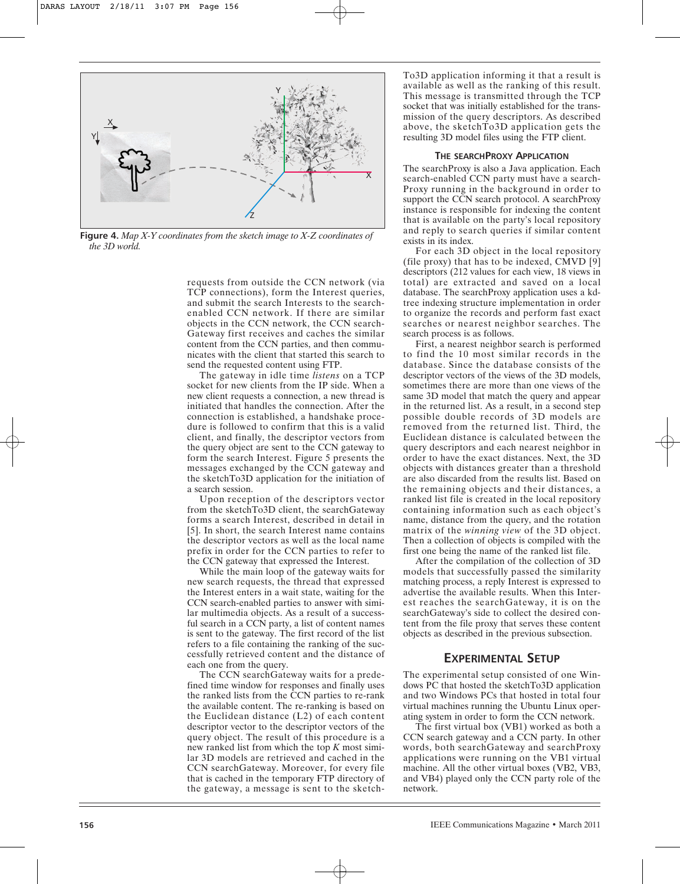Figure 4. *Map X-Y coordinates from the sketch image to X-Z coordinates of the 3D world.*

requests from outside the CCN network (via TCP connections), form the Interest queries, and submit the search Interests to the search-enabled CCN network. If there are similar objects in the CCN network, the CCN search-Gateway first receives and caches the similar content from the CCN parties, and then communicates with the client that started this search to send the requested content using FTP.

The gateway in idle time *listens* on a TCP socket for new clients from the IP side. When a new client requests a connection, a new thread is initiated that handles the connection. After the connection is established, a handshake procedure is followed to confirm that this is a valid client, and finally, the descriptor vectors from the query object are sent to the CCN gateway to form the search Interest. Figure 5 presents the messages exchanged by the CCN gateway and the sketchTo3D application for the initiation of a search session.

Upon reception of the descriptors vector from the sketchTo3D client, the searchGateway forms a search Interest, described in detail in [5]. In short, the search Interest name contains the descriptor vectors as well as the local name prefix in order for the CCN parties to refer to the CCN gateway that expressed the Interest.

While the main loop of the gateway waits for new search requests, the thread that expressed the Interest enters in a wait state, waiting for the CCN search-enabled parties to answer with similar multimedia objects. As a result of a successful search in a CCN party, a list of content names is sent to the gateway. The first record of the list refers to a file containing the ranking of the successfully retrieved content and the distance of each one from the query.

The CCN searchGateway waits for a predefined time window for responses and finally uses the ranked lists from the CCN parties to re-rank the available content. The re-ranking is based on the Euclidean distance (L2) of each content descriptor vector to the descriptor vectors of the query object. The result of this procedure is a new ranked list from which the top $K$ most similar 3D models are retrieved and cached in the CCN searchGateway. Moreover, for every file that is cached in the temporary FTP directory of the gateway, a message is sent to the sketchTo3D application informing it that a result is available as well as the ranking of this result. This message is transmitted through the TCP socket that was initially established for the transmission of the query descriptors. As described above, the sketchTo3D application gets the resulting 3D model files using the FTP client.

### THE SEARCHPROXY APPLICATION

The searchProxy is also a Java application. Each search-enabled CCN party must have a searchProxy running in the background in order to support the CCN search protocol. A searchProxy instance is responsible for indexing the content that is available on the party's local repository and reply to search queries if similar content exists in its index.

For each 3D object in the local repository (file proxy) that has to be indexed, CMVD [9] descriptors (212 values for each view, 18 views in total) are extracted and saved on a local database. The searchProxy application uses a kd-tree indexing structure implementation in order to organize the records and perform fast exact searches or nearest neighbor searches. The search process is as follows.

First, a nearest neighbor search is performed to find the 10 most similar records in the database. Since the database consists of the descriptor vectors of the views of the 3D models, sometimes there are more than one views of the same 3D model that match the query and appear in the returned list. As a result, in a second step possible double records of 3D models are removed from the returned list. Third, the Euclidean distance is calculated between the query descriptors and each nearest neighbor in order to have the exact distances. Next, the 3D objects with distances greater than a threshold are also discarded from the results list. Based on the remaining objects and their distances, a ranked list file is created in the local repository containing information such as each object's name, distance from the query, and the rotation matrix of the *winning view* of the 3D object. Then a collection of objects is compiled with the first one being the name of the ranked list file.

After the compilation of the collection of 3D models that successfully passed the similarity matching process, a reply Interest is expressed to advertise the available results. When this Interest reaches the searchGateway, it is on the searchGateway's side to collect the desired content from the file proxy that serves these content objects as described in the previous subsection.

## EXPERIMENTAL SETUP

The experimental setup consisted of one Windows PC that hosted the sketchTo3D application and two Windows PCs that hosted in total four virtual machines running the Ubuntu Linux operating system in order to form the CCN network.

The first virtual box (VB1) worked as both a CCN search gateway and a CCN party. In other words, both searchGateway and searchProxy applications were running on the VB1 virtual machine. All the other virtual boxes (VB2, VB3, and VB4) played only the CCN party role of the network.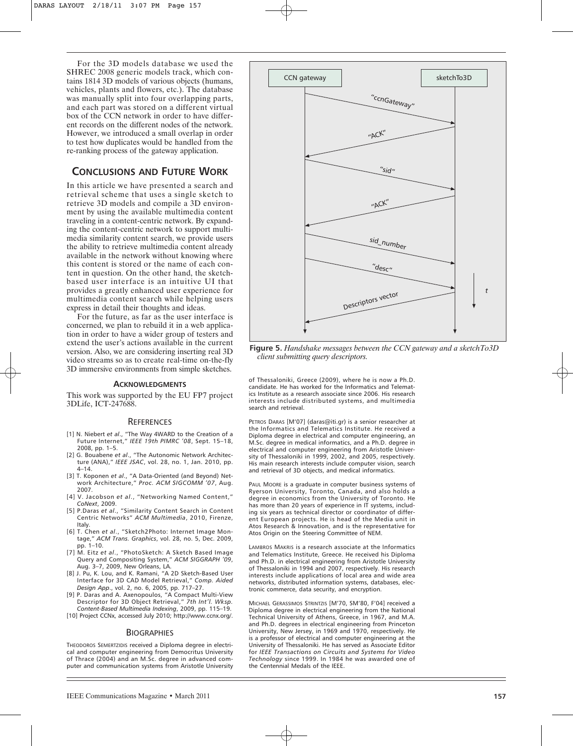For the 3D models database we used the SHREC 2008 generic models track, which contains 1814 3D models of various objects (humans, vehicles, plants and flowers, etc.). The database was manually split into four overlapping parts, and each part was stored on a different virtual box of the CCN network in order to have different records on the different nodes of the network. However, we introduced a small overlap in order to test how duplicates would be handled from the re-ranking process of the gateway application.

## CONCLUSIONS AND FUTURE WORK

In this article we have presented a search and retrieval scheme that uses a single sketch to retrieve 3D models and compile a 3D environment by using the available multimedia content traveling in a content-centric network. By expanding the content-centric network to support multimedia similarity content search, we provide users the ability to retrieve multimedia content already available in the network without knowing where this content is stored or the name of each content in question. On the other hand, the sketch-based user interface is an intuitive UI that provides a greatly enhanced user experience for multimedia content search while helping users express in detail their thoughts and ideas.

For the future, as far as the user interface is concerned, we plan to rebuild it in a web application in order to have a wider group of testers and extend the user's actions available in the current version. Also, we are considering inserting real 3D video streams so as to create real-time on-the-fly 3D immersive environments from simple sketches.

CCN gateway
sketchTo3D
"ccnGateway"
"ACK"
"sid"
"ACK"
sid_number
"desc"
Descriptors vector
t

**Figure 5.** *Handshake messages between the CCN gateway and a sketchTo3D client submitting query descriptors.*

### ACKNOWLEDGMENTS

This work was supported by the EU FP7 project 3DLife, ICT-247688.

### REFERENCES

[1] N. Niebert *et al.*, "The Way 4WARD to the Creation of a Future Internet," *IEEE 19th PIMRC '08*, Sept. 15–18, 2008, pp. 1–5.

[2] G. Bouabene *et al.*, "The Autonomic Network Architecture (ANA)," *IEEE JSAC*, vol. 28, no. 1, Jan. 2010, pp. 4–14.

[3] T. Koponen *et al.*, "A Data-Oriented (and Beyond) Network Architecture," *Proc. ACM SIGCOMM '07*, Aug. 2007.

[4] V. Jacobson *et al.*, "Networking Named Content," *CoNext*, 2009.

[5] P.Daras *et al.*, "Similarity Content Search in Content Centric Networks" *ACM Multimedia*, 2010, Firenze, Italy.

[6] T. Chen *et al.*, "Sketch2Photo: Internet Image Montage," *ACM Trans. Graphics*, vol. 28, no. 5, Dec. 2009, pp. 1–10.

[7] M. Eitz *et al.*, "PhotoSketch: A Sketch Based Image Query and Compositing System," *ACM SIGGRAPH '09*, Aug. 3–7, 2009, New Orleans, LA.

[8] J. Pu, K. Lou, and K. Ramani, "A 2D Sketch-Based User Interface for 3D CAD Model Retrieval," *Comp. Aided Design App.*, vol. 2, no. 6, 2005, pp. 717–27.

[9] P. Daras and A. Axenopoulos, "A Compact Multi-View Descriptor for 3D Object Retrieval," *7th Int'l. Wksp. Content-Based Multimedia Indexing*, 2009, pp. 115–19.

[10] Project CCNx, accessed July 2010; http://www.ccnx.org/.

### BIOGRAPHIES

THEODOROS SEMERTZIDIS received a Diploma degree in electrical and computer engineering from Democritus University of Thrace (2004) and an M.Sc. degree in advanced computer and communication systems from Aristotle University of Thessaloniki, Greece (2009), where he is now a Ph.D. candidate. He has worked for the Informatics and Telematics Institute as a research associate since 2006. His research interests include distributed systems, and multimedia search and retrieval.

PETROS DARAS [M'07] (daras@iti.gr) is a senior researcher at the Informatics and Telematics Institute. He received a Diploma degree in electrical and computer engineering, an M.Sc. degree in medical informatics, and a Ph.D. degree in electrical and computer engineering from Aristotle University of Thessaloniki in 1999, 2002, and 2005, respectively. His main research interests include computer vision, search and retrieval of 3D objects, and medical informatics.

PAUL MOORE is a graduate in computer business systems of Ryerson University, Toronto, Canada, and also holds a degree in economics from the University of Toronto. He has more than 20 years of experience in IT systems, including six years as technical director or coordinator of different European projects. He is head of the Media unit in Atos Research & Innovation, and is the representative for Atos Origin on the Steering Committee of NEM.

LAMBROS MAKRIS is a research associate at the Informatics and Telematics Institute, Greece. He received his Diploma and Ph.D. in electrical engineering from Aristotle University of Thessaloniki in 1994 and 2007, respectively. His research interests include applications of local area and wide area networks, distributed information systems, databases, electronic commerce, data security, and encryption.

MICHAEL GERASSIMOS STRINTZIS [M'70, SM'80, F'04] received a Diploma degree in electrical engineering from the National Technical University of Athens, Greece, in 1967, and M.A. and Ph.D. degrees in electrical engineering from Princeton University, New Jersey, in 1969 and 1970, respectively. He is a professor of electrical and computer engineering at the University of Thessaloniki. He has served as Associate Editor for *IEEE Transactions on Circuits and Systems for Video Technology* since 1999. In 1984 he was awarded one of the Centennial Medals of the IEEE.